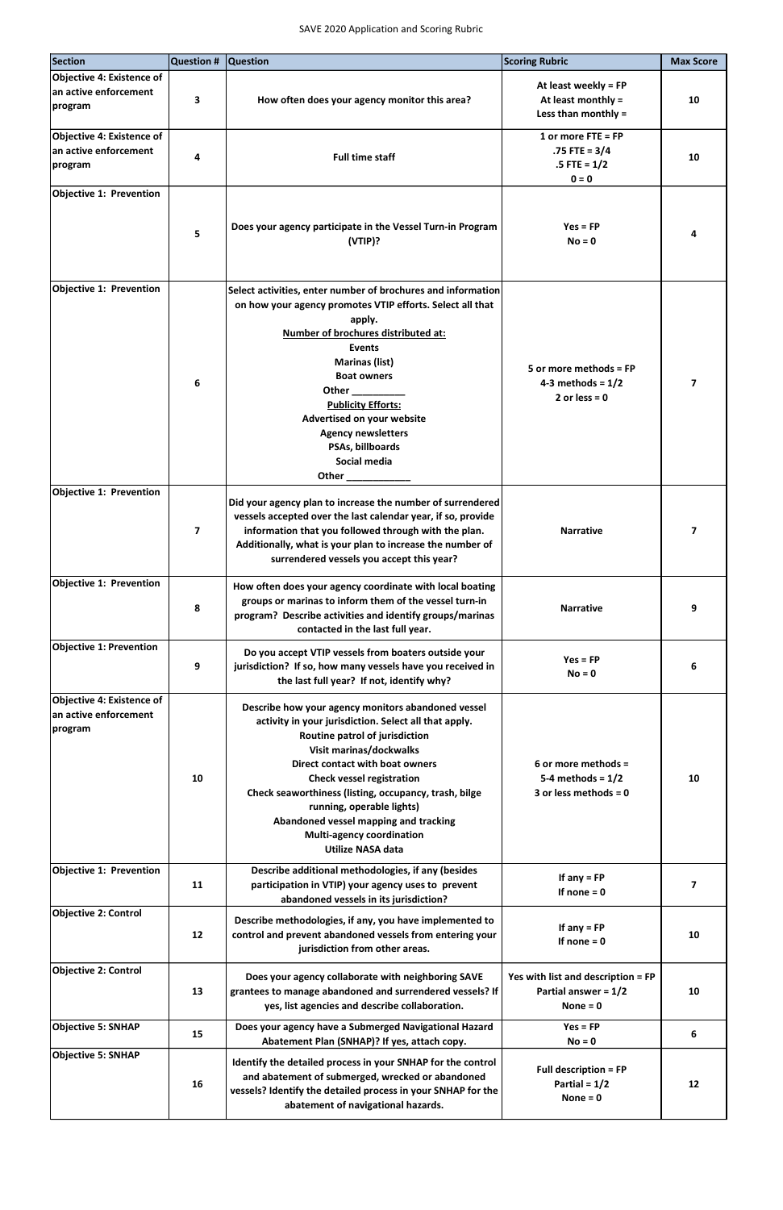# SAVE 2020 Application and Scoring Rubric

| Section | Question # | Question | Scoring Rubric | Max Score |
|---|---|---|---|---|
| Objective 4: Existence of an active enforcement program | 3 | How often does your agency monitor this area? | At least weekly = FP<br>At least monthly =<br>Less than monthly = | 10 |
| Objective 4: Existence of an active enforcement program | 4 | Full time staff | 1 or more FTE = FP<br>.75 FTE = 3/4<br>.5 FTE = 1/2<br>0 = 0 | 10 |
| Objective 1: Prevention | 5 | Does your agency participate in the Vessel Turn-in Program (VTIP)? | Yes = FP<br>No = 0 | 4 |
| Objective 1: Prevention | 6 | Select activities, enter number of brochures and information on how your agency promotes VTIP efforts. Select all that apply.<br>Number of brochures distributed at:<br>Events<br>Marinas (list)<br>Boat owners<br>Other __________<br>Publicity Efforts:<br>Advertised on your website<br>Agency newsletters<br>PSAs, billboards<br>Social media<br>Other ____________ | 5 or more methods = FP<br>4-3 methods = 1/2<br>2 or less = 0 | 7 |
| Objective 1: Prevention | 7 | Did your agency plan to increase the number of surrendered vessels accepted over the last calendar year, if so, provide information that you followed through with the plan. Additionally, what is your plan to increase the number of surrendered vessels you accept this year? | Narrative | 7 |
| Objective 1: Prevention | 8 | How often does your agency coordinate with local boating groups or marinas to inform them of the vessel turn-in program? Describe activities and identify groups/marinas contacted in the last full year. | Narrative | 9 |
| Objective 1: Prevention | 9 | Do you accept VTIP vessels from boaters outside your jurisdiction? If so, how many vessels have you received in the last full year? If not, identify why? | Yes = FP<br>No = 0 | 6 |
| Objective 4: Existence of an active enforcement program | 10 | Describe how your agency monitors abandoned vessel activity in your jurisdiction. Select all that apply.<br>Routine patrol of jurisdiction<br>Visit marinas/dockwalks<br>Direct contact with boat owners<br>Check vessel registration<br>Check seaworthiness (listing, occupancy, trash, bilge running, operable lights)<br>Abandoned vessel mapping and tracking<br>Multi-agency coordination<br>Utilize NASA data | 6 or more methods =<br>5-4 methods = 1/2<br>3 or less methods = 0 | 10 |
| Objective 1: Prevention | 11 | Describe additional methodologies, if any (besides participation in VTIP) your agency uses to prevent abandoned vessels in its jurisdiction? | If any = FP<br>If none = 0 | 7 |
| Objective 2: Control | 12 | Describe methodologies, if any, you have implemented to control and prevent abandoned vessels from entering your jurisdiction from other areas. | If any = FP<br>If none = 0 | 10 |
| Objective 2: Control | 13 | Does your agency collaborate with neighboring SAVE grantees to manage abandoned and surrendered vessels? If yes, list agencies and describe collaboration. | Yes with list and description = FP<br>Partial answer = 1/2<br>None = 0 | 10 |
| Objective 5: SNHAP | 15 | Does your agency have a Submerged Navigational Hazard Abatement Plan (SNHAP)? If yes, attach copy. | Yes = FP<br>No = 0 | 6 |
| Objective 5: SNHAP | 16 | Identify the detailed process in your SNHAP for the control and abatement of submerged, wrecked or abandoned vessels? Identify the detailed process in your SNHAP for the abatement of navigational hazards. | Full description = FP<br>Partial = 1/2<br>None = 0 | 12 |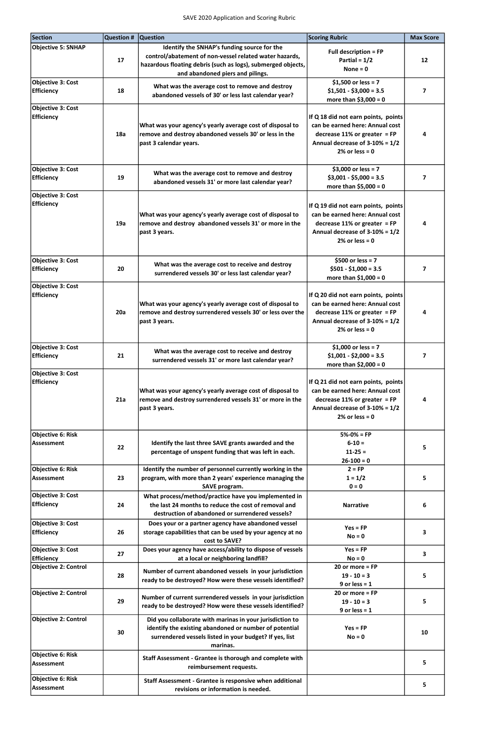SAVE 2020 Application and Scoring Rubric

| Section | Question # | Question | Scoring Rubric | Max Score |
|---|---|---|---|---|
| Objective 5: SNHAP | 17 | Identify the SNHAP's funding source for the control/abatement of non-vessel related water hazards, hazardous floating debris (such as logs), submerged objects, and abandoned piers and pilings. | Full description = FP<br>Partial = 1/2<br>None = 0 | 12 |
| Objective 3: Cost Efficiency | 18 | What was the average cost to remove and destroy abandoned vessels of 30' or less last calendar year? | $1,500 or less = 7<br>$1,501 - $3,000 = 3.5<br>more than $3,000 = 0 | 7 |
| Objective 3: Cost Efficiency | 18a | What was your agency's yearly average cost of disposal to remove and destroy abandoned vessels 30' or less in the past 3 calendar years. | If Q 18 did not earn points, points can be earned here: Annual cost decrease 11% or greater = FP<br>Annual decrease of 3-10% = 1/2<br>2% or less = 0 | 4 |
| Objective 3: Cost Efficiency | 19 | What was the average cost to remove and destroy abandoned vessels 31' or more last calendar year? | $3,000 or less = 7<br>$3,001 - $5,000 = 3.5<br>more than $5,000 = 0 | 7 |
| Objective 3: Cost Efficiency | 19a | What was your agency's yearly average cost of disposal to remove and destroy abandoned vessels 31' or more in the past 3 years. | If Q 19 did not earn points, points can be earned here: Annual cost decrease 11% or greater = FP<br>Annual decrease of 3-10% = 1/2<br>2% or less = 0 | 4 |
| Objective 3: Cost Efficiency | 20 | What was the average cost to receive and destroy surrendered vessels 30' or less last calendar year? | $500 or less = 7<br>$501 - $1,000 = 3.5<br>more than $1,000 = 0 | 7 |
| Objective 3: Cost Efficiency | 20a | What was your agency's yearly average cost of disposal to remove and destroy surrendered vessels 30' or less over the past 3 years. | If Q 20 did not earn points, points can be earned here: Annual cost decrease 11% or greater = FP<br>Annual decrease of 3-10% = 1/2<br>2% or less = 0 | 4 |
| Objective 3: Cost Efficiency | 21 | What was the average cost to receive and destroy surrendered vessels 31' or more last calendar year? | $1,000 or less = 7<br>$1,001 - $2,000 = 3.5<br>more than $2,000 = 0 | 7 |
| Objective 3: Cost Efficiency | 21a | What was your agency's yearly average cost of disposal to remove and destroy surrendered vessels 31' or more in the past 3 years. | If Q 21 did not earn points, points can be earned here: Annual cost decrease 11% or greater = FP<br>Annual decrease of 3-10% = 1/2<br>2% or less = 0 | 4 |
| Objective 6: Risk Assessment | 22 | Identify the last three SAVE grants awarded and the percentage of unspent funding that was left in each. | 5%-0% = FP<br>6-10 =<br>11-25 =<br>26-100 = 0 | 5 |
| Objective 6: Risk Assessment | 23 | Identify the number of personnel currently working in the program, with more than 2 years' experience managing the SAVE program. | 2 = FP<br>1 = 1/2<br>0 = 0 | 5 |
| Objective 3: Cost Efficiency | 24 | What process/method/practice have you implemented in the last 24 months to reduce the cost of removal and destruction of abandoned or surrendered vessels? | Narrative | 6 |
| Objective 3: Cost Efficiency | 26 | Does your or a partner agency have abandoned vessel storage capabilities that can be used by your agency at no cost to SAVE? | Yes = FP<br>No = 0 | 3 |
| Objective 3: Cost Efficiency | 27 | Does your agency have access/ability to dispose of vessels at a local or neighboring landfill? | Yes = FP<br>No = 0 | 3 |
| Objective 2: Control | 28 | Number of current abandoned vessels in your jurisdiction ready to be destroyed? How were these vessels identified? | 20 or more = FP<br>19 - 10 = 3<br>9 or less = 1 | 5 |
| Objective 2: Control | 29 | Number of current surrendered vessels in your jurisdiction ready to be destroyed? How were these vessels identified? | 20 or more = FP<br>19 - 10 = 3<br>9 or less = 1 | 5 |
| Objective 2: Control | 30 | Did you collaborate with marinas in your jurisdiction to identify the existing abandoned or number of potential surrendered vessels listed in your budget? If yes, list marinas. | Yes = FP<br>No = 0 | 10 |
| Objective 6: Risk Assessment | | Staff Assessment - Grantee is thorough and complete with reimbursement requests. | | 5 |
| Objective 6: Risk Assessment | | Staff Assessment - Grantee is responsive when additional revisions or information is needed. | | 5 |